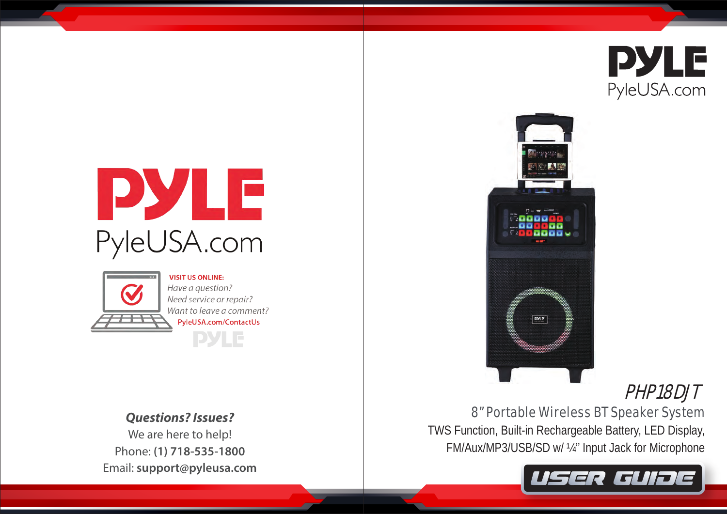# PYLE

PyleUSA.com

**VISIT US ONLINE:**

*Have a question?*
*Need service or repair?*
*Want to leave a comment?*
PyleUSA.com/ContactUs

PYLE

***Questions? Issues?***

We are here to help!

Phone: **(1) 718-535-1800**

Email: **support@pyleusa.com**

# PYLE

PyleUSA.com

## *PHP18DJT*

### 8" Portable Wireless BT Speaker System

TWS Function, Built-in Rechargeable Battery, LED Display, FM/Aux/MP3/USB/SD w/ ¼" Input Jack for Microphone

**USER GUIDE**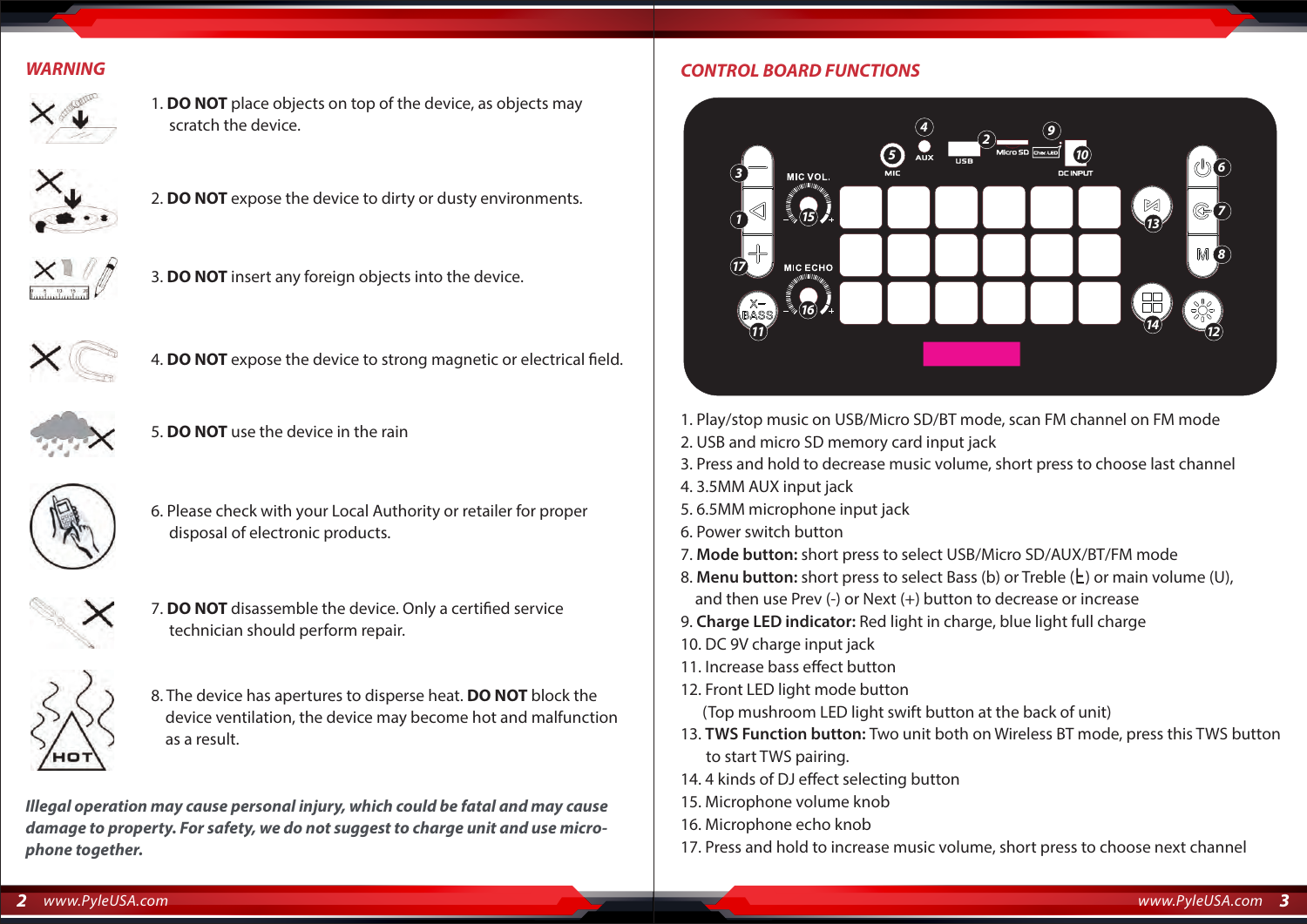## WARNING

1. **DO NOT** place objects on top of the device, as objects may scratch the device.

2. **DO NOT** expose the device to dirty or dusty environments.

3. **DO NOT** insert any foreign objects into the device.

4. **DO NOT** expose the device to strong magnetic or electrical field.

5. **DO NOT** use the device in the rain

6. Please check with your Local Authority or retailer for proper disposal of electronic products.

7. **DO NOT** disassemble the device. Only a certified service technician should perform repair.

8. The device has apertures to disperse heat. **DO NOT** block the device ventilation, the device may become hot and malfunction as a result.

***Illegal operation may cause personal injury, which could be fatal and may cause damage to property. For safety, we do not suggest to charge unit and use microphone together.***

## CONTROL BOARD FUNCTIONS

1. Play/stop music on USB/Micro SD/BT mode, scan FM channel on FM mode
2. USB and micro SD memory card input jack
3. Press and hold to decrease music volume, short press to choose last channel
4. 3.5MM AUX input jack
5. 6.5MM microphone input jack
6. Power switch button
7. **Mode button:** short press to select USB/Micro SD/AUX/BT/FM mode
8. **Menu button:** short press to select Bass (b) or Treble (ŧ) or main volume (U), and then use Prev (-) or Next (+) button to decrease or increase
9. **Charge LED indicator:** Red light in charge, blue light full charge
10. DC 9V charge input jack
11. Increase bass effect button
12. Front LED light mode button (Top mushroom LED light swift button at the back of unit)
13. **TWS Function button:** Two unit both on Wireless BT mode, press this TWS button to start TWS pairing.
14. 4 kinds of DJ effect selecting button
15. Microphone volume knob
16. Microphone echo knob
17. Press and hold to increase music volume, short press to choose next channel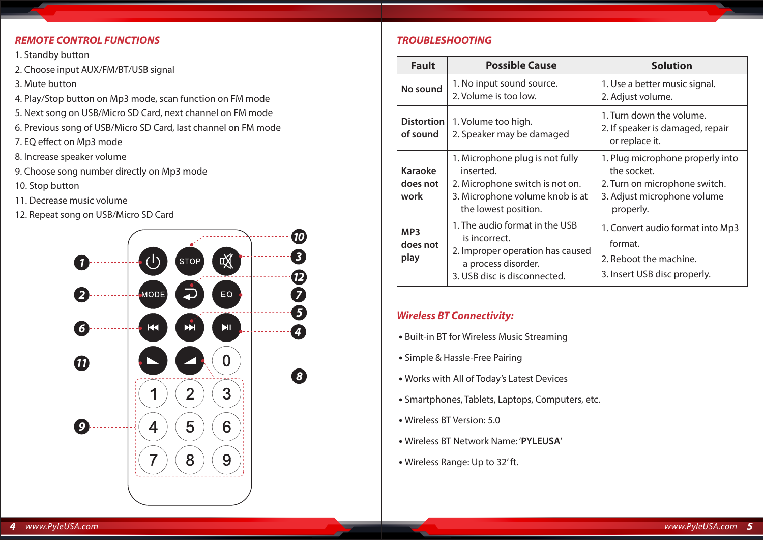## REMOTE CONTROL FUNCTIONS

1. Standby button
2. Choose input AUX/FM/BT/USB signal
3. Mute button
4. Play/Stop button on Mp3 mode, scan function on FM mode
5. Next song on USB/Micro SD Card, next channel on FM mode
6. Previous song of USB/Micro SD Card, last channel on FM mode
7. EQ effect on Mp3 mode
8. Increase speaker volume
9. Choose song number directly on Mp3 mode
10. Stop button
11. Decrease music volume
12. Repeat song on USB/Micro SD Card

## TROUBLESHOOTING

| Fault | Possible Cause | Solution |
|---|---|---|
| No sound | 1. No input sound source.<br>2. Volume is too low. | 1. Use a better music signal.<br>2. Adjust volume. |
| Distortion of sound | 1. Volume too high.<br>2. Speaker may be damaged | 1. Turn down the volume.<br>2. If speaker is damaged, repair or replace it. |
| Karaoke does not work | 1. Microphone plug is not fully inserted.<br>2. Microphone switch is not on.<br>3. Microphone volume knob is at the lowest position. | 1. Plug microphone properly into the socket.<br>2. Turn on microphone switch.<br>3. Adjust microphone volume properly. |
| MP3 does not play | 1. The audio format in the USB is incorrect.<br>2. Improper operation has caused a process disorder.<br>3. USB disc is disconnected. | 1. Convert audio format into Mp3 format.<br>2. Reboot the machine.<br>3. Insert USB disc properly. |

## *Wireless BT Connectivity:*

- Built-in BT for Wireless Music Streaming
- Simple & Hassle-Free Pairing
- Works with All of Today's Latest Devices
- Smartphones, Tablets, Laptops, Computers, etc.
- Wireless BT Version: 5.0
- Wireless BT Network Name: '**PYLEUSA**'
- Wireless Range: Up to 32' ft.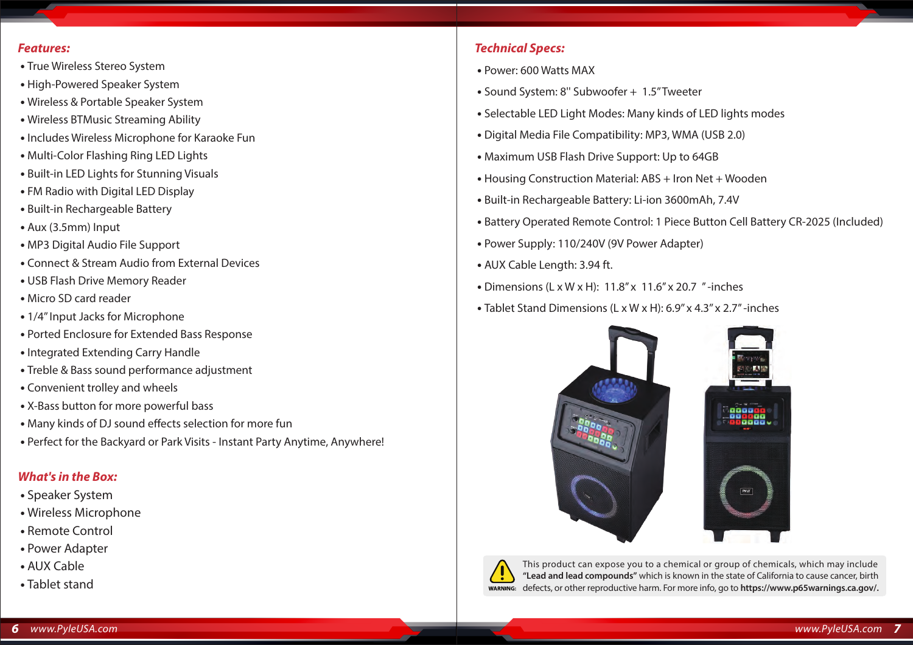## Features:

- True Wireless Stereo System
- High-Powered Speaker System
- Wireless & Portable Speaker System
- Wireless BTMusic Streaming Ability
- Includes Wireless Microphone for Karaoke Fun
- Multi-Color Flashing Ring LED Lights
- Built-in LED Lights for Stunning Visuals
- FM Radio with Digital LED Display
- Built-in Rechargeable Battery
- Aux (3.5mm) Input
- MP3 Digital Audio File Support
- Connect & Stream Audio from External Devices
- USB Flash Drive Memory Reader
- Micro SD card reader
- 1/4" Input Jacks for Microphone
- Ported Enclosure for Extended Bass Response
- Integrated Extending Carry Handle
- Treble & Bass sound performance adjustment
- Convenient trolley and wheels
- X-Bass button for more powerful bass
- Many kinds of DJ sound effects selection for more fun
- Perfect for the Backyard or Park Visits - Instant Party Anytime, Anywhere!

## What's in the Box:

- Speaker System
- Wireless Microphone
- Remote Control
- Power Adapter
- AUX Cable
- Tablet stand

## Technical Specs:

- Power: 600 Watts MAX
- Sound System: 8'' Subwoofer + 1.5" Tweeter
- Selectable LED Light Modes: Many kinds of LED lights modes
- Digital Media File Compatibility: MP3, WMA (USB 2.0)
- Maximum USB Flash Drive Support: Up to 64GB
- Housing Construction Material: ABS + Iron Net + Wooden
- Built-in Rechargeable Battery: Li-ion 3600mAh, 7.4V
- Battery Operated Remote Control: 1 Piece Button Cell Battery CR-2025 (Included)
- Power Supply: 110/240V (9V Power Adapter)
- AUX Cable Length: 3.94 ft.
- Dimensions (L x W x H): 11.8" x 11.6" x 20.7 " -inches
- Tablet Stand Dimensions (L x W x H): 6.9" x 4.3" x 2.7" -inches

WARNING: This product can expose you to a chemical or group of chemicals, which may include **"Lead and lead compounds"** which is known in the state of California to cause cancer, birth defects, or other reproductive harm. For more info, go to **https://www.p65warnings.ca.gov/.**